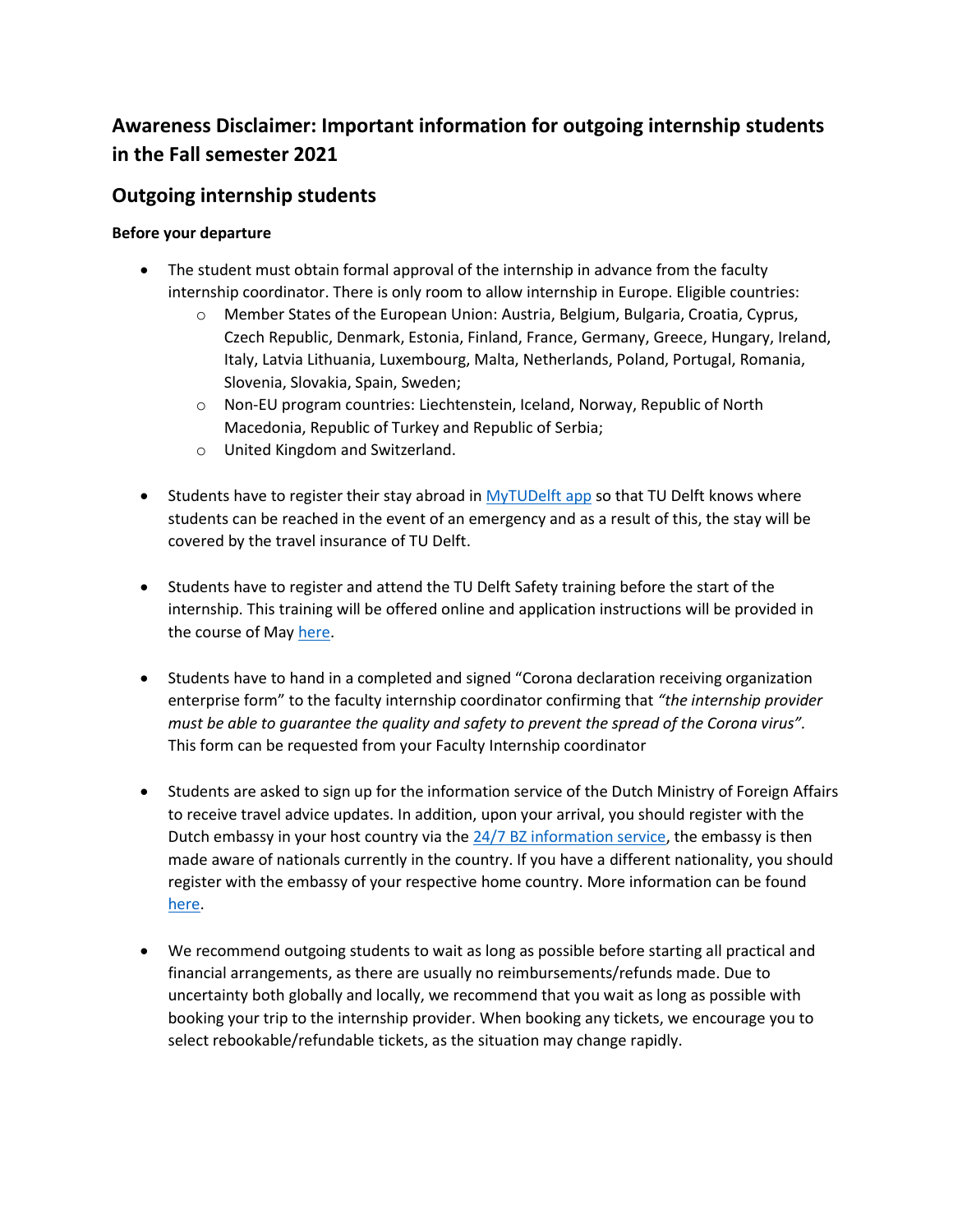## Awareness Disclaimer: Important information for outgoing internship students in the Fall semester 2021

## Outgoing internship students

**Before your departure**

- The student must obtain formal approval of the internship in advance from the faculty internship coordinator. There is only room to allow internship in Europe. Eligible countries:
    - Member States of the European Union: Austria, Belgium, Bulgaria, Croatia, Cyprus, Czech Republic, Denmark, Estonia, Finland, France, Germany, Greece, Hungary, Ireland, Italy, Latvia Lithuania, Luxembourg, Malta, Netherlands, Poland, Portugal, Romania, Slovenia, Slovakia, Spain, Sweden;
    - Non-EU program countries: Liechtenstein, Iceland, Norway, Republic of North Macedonia, Republic of Turkey and Republic of Serbia;
    - United Kingdom and Switzerland.

- Students have to register their stay abroad in MyTUDelft app so that TU Delft knows where students can be reached in the event of an emergency and as a result of this, the stay will be covered by the travel insurance of TU Delft.

- Students have to register and attend the TU Delft Safety training before the start of the internship. This training will be offered online and application instructions will be provided in the course of May here.

- Students have to hand in a completed and signed "Corona declaration receiving organization enterprise form" to the faculty internship coordinator confirming that *"the internship provider must be able to guarantee the quality and safety to prevent the spread of the Corona virus".* This form can be requested from your Faculty Internship coordinator

- Students are asked to sign up for the information service of the Dutch Ministry of Foreign Affairs to receive travel advice updates. In addition, upon your arrival, you should register with the Dutch embassy in your host country via the 24/7 BZ information service, the embassy is then made aware of nationals currently in the country. If you have a different nationality, you should register with the embassy of your respective home country. More information can be found here.

- We recommend outgoing students to wait as long as possible before starting all practical and financial arrangements, as there are usually no reimbursements/refunds made. Due to uncertainty both globally and locally, we recommend that you wait as long as possible with booking your trip to the internship provider. When booking any tickets, we encourage you to select rebookable/refundable tickets, as the situation may change rapidly.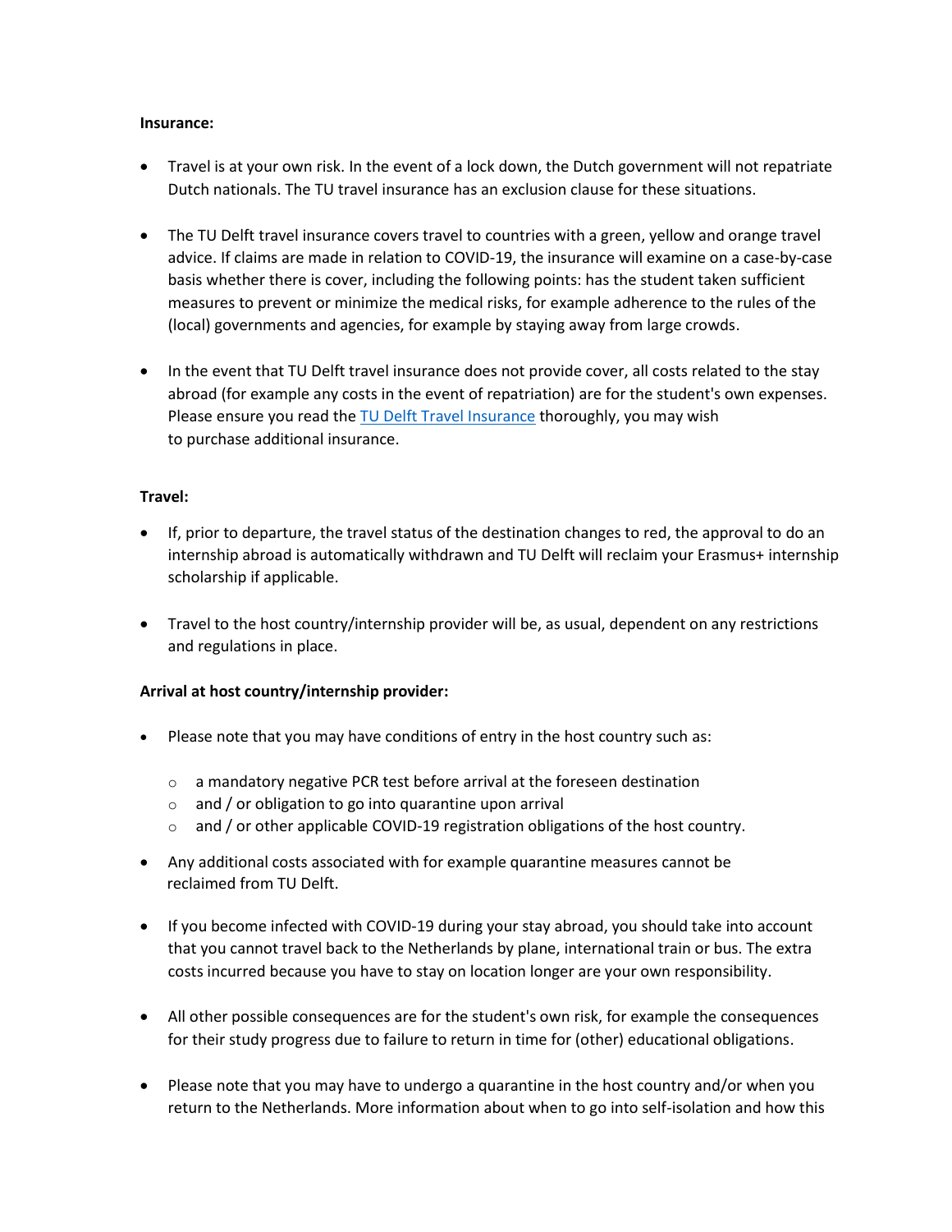**Insurance:**

- Travel is at your own risk. In the event of a lock down, the Dutch government will not repatriate Dutch nationals. The TU travel insurance has an exclusion clause for these situations.

- The TU Delft travel insurance covers travel to countries with a green, yellow and orange travel advice. If claims are made in relation to COVID-19, the insurance will examine on a case-by-case basis whether there is cover, including the following points: has the student taken sufficient measures to prevent or minimize the medical risks, for example adherence to the rules of the (local) governments and agencies, for example by staying away from large crowds.

- In the event that TU Delft travel insurance does not provide cover, all costs related to the stay abroad (for example any costs in the event of repatriation) are for the student's own expenses. Please ensure you read the [TU Delft Travel Insurance]() thoroughly, you may wish to purchase additional insurance.

**Travel:**

- If, prior to departure, the travel status of the destination changes to red, the approval to do an internship abroad is automatically withdrawn and TU Delft will reclaim your Erasmus+ internship scholarship if applicable.

- Travel to the host country/internship provider will be, as usual, dependent on any restrictions and regulations in place.

**Arrival at host country/internship provider:**

- Please note that you may have conditions of entry in the host country such as:
  - a mandatory negative PCR test before arrival at the foreseen destination
  - and / or obligation to go into quarantine upon arrival
  - and / or other applicable COVID-19 registration obligations of the host country.

- Any additional costs associated with for example quarantine measures cannot be reclaimed from TU Delft.

- If you become infected with COVID-19 during your stay abroad, you should take into account that you cannot travel back to the Netherlands by plane, international train or bus. The extra costs incurred because you have to stay on location longer are your own responsibility.

- All other possible consequences are for the student's own risk, for example the consequences for their study progress due to failure to return in time for (other) educational obligations.

- Please note that you may have to undergo a quarantine in the host country and/or when you return to the Netherlands. More information about when to go into self-isolation and how this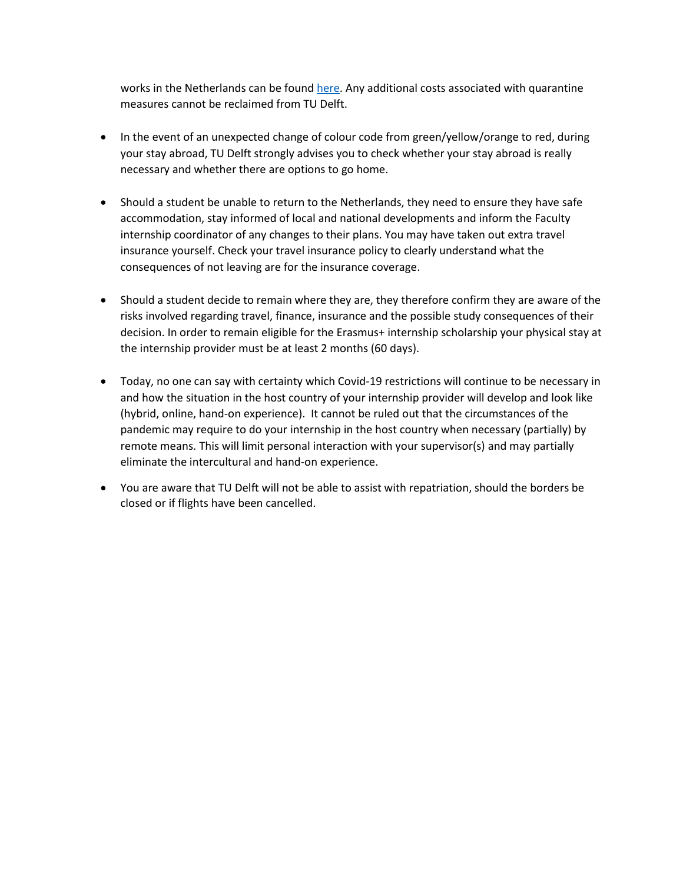works in the Netherlands can be found here. Any additional costs associated with quarantine measures cannot be reclaimed from TU Delft.

- In the event of an unexpected change of colour code from green/yellow/orange to red, during your stay abroad, TU Delft strongly advises you to check whether your stay abroad is really necessary and whether there are options to go home.

- Should a student be unable to return to the Netherlands, they need to ensure they have safe accommodation, stay informed of local and national developments and inform the Faculty internship coordinator of any changes to their plans. You may have taken out extra travel insurance yourself. Check your travel insurance policy to clearly understand what the consequences of not leaving are for the insurance coverage.

- Should a student decide to remain where they are, they therefore confirm they are aware of the risks involved regarding travel, finance, insurance and the possible study consequences of their decision. In order to remain eligible for the Erasmus+ internship scholarship your physical stay at the internship provider must be at least 2 months (60 days).

- Today, no one can say with certainty which Covid-19 restrictions will continue to be necessary in and how the situation in the host country of your internship provider will develop and look like (hybrid, online, hand-on experience). It cannot be ruled out that the circumstances of the pandemic may require to do your internship in the host country when necessary (partially) by remote means. This will limit personal interaction with your supervisor(s) and may partially eliminate the intercultural and hand-on experience.

- You are aware that TU Delft will not be able to assist with repatriation, should the borders be closed or if flights have been cancelled.